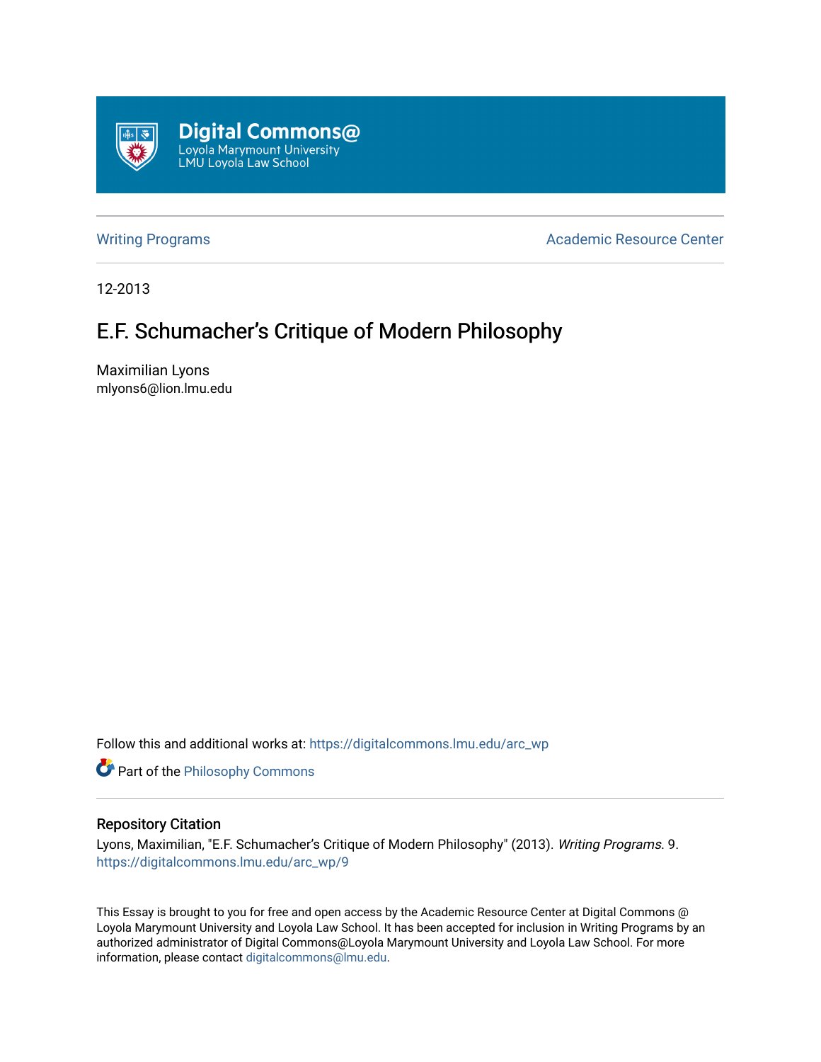Digital Commons@
Loyola Marymount University
LMU Loyola Law School

Writing Programs

Academic Resource Center

12-2013

# E.F. Schumacher's Critique of Modern Philosophy

Maximilian Lyons
mlyons6@lion.lmu.edu

Follow this and additional works at: https://digitalcommons.lmu.edu/arc_wp

Part of the Philosophy Commons

## Repository Citation

Lyons, Maximilian, "E.F. Schumacher's Critique of Modern Philosophy" (2013). *Writing Programs*. 9.
https://digitalcommons.lmu.edu/arc_wp/9

This Essay is brought to you for free and open access by the Academic Resource Center at Digital Commons @ Loyola Marymount University and Loyola Law School. It has been accepted for inclusion in Writing Programs by an authorized administrator of Digital Commons@Loyola Marymount University and Loyola Law School. For more information, please contact digitalcommons@lmu.edu.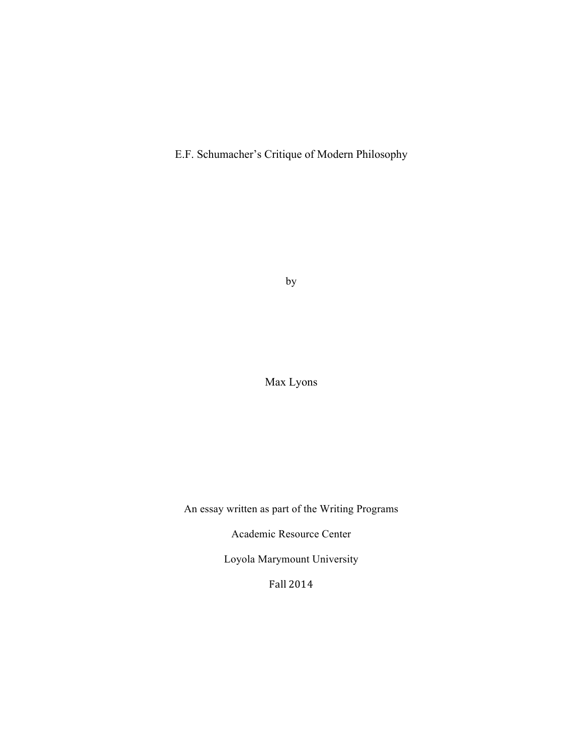# E.F. Schumacher's Critique of Modern Philosophy

by

Max Lyons

An essay written as part of the Writing Programs

Academic Resource Center

Loyola Marymount University

Fall 2014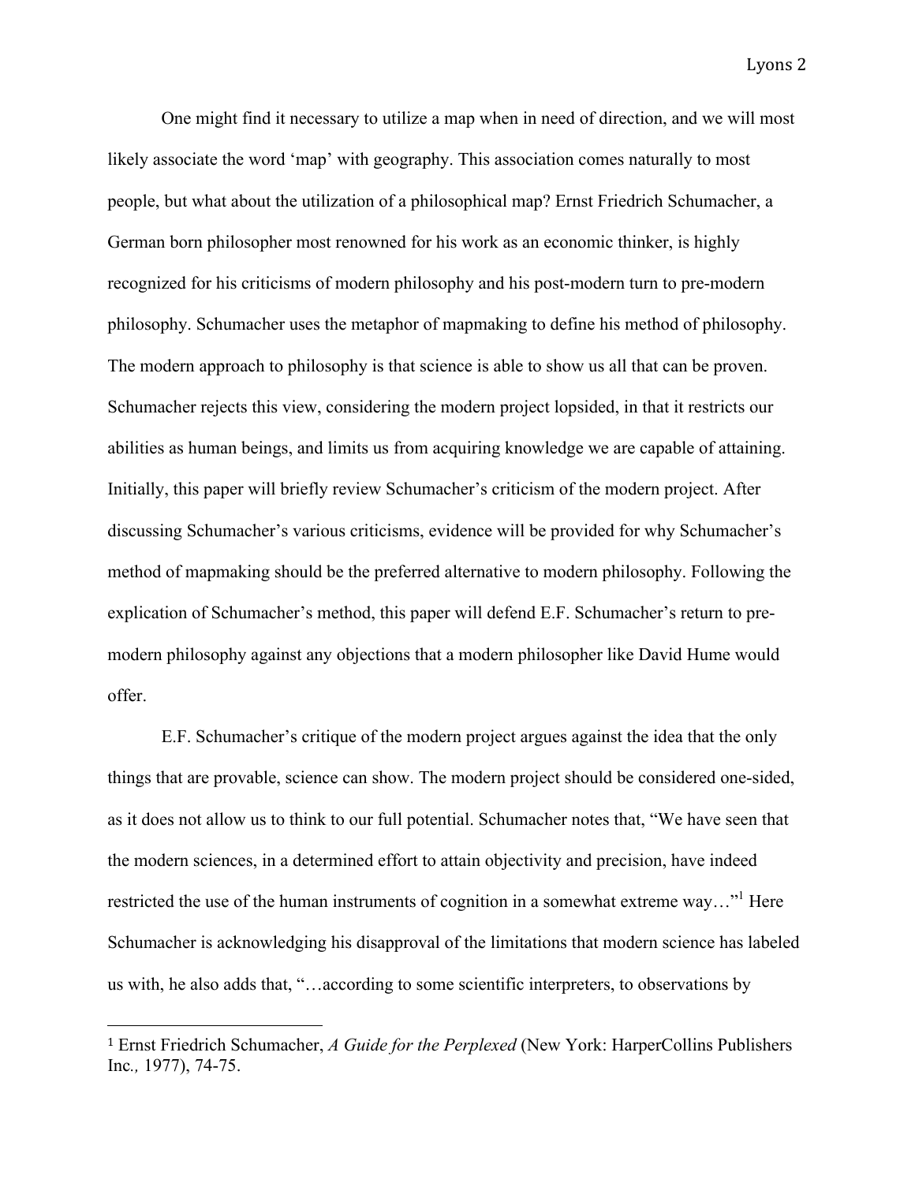One might find it necessary to utilize a map when in need of direction, and we will most likely associate the word 'map' with geography. This association comes naturally to most people, but what about the utilization of a philosophical map? Ernst Friedrich Schumacher, a German born philosopher most renowned for his work as an economic thinker, is highly recognized for his criticisms of modern philosophy and his post-modern turn to pre-modern philosophy. Schumacher uses the metaphor of mapmaking to define his method of philosophy. The modern approach to philosophy is that science is able to show us all that can be proven. Schumacher rejects this view, considering the modern project lopsided, in that it restricts our abilities as human beings, and limits us from acquiring knowledge we are capable of attaining. Initially, this paper will briefly review Schumacher's criticism of the modern project. After discussing Schumacher's various criticisms, evidence will be provided for why Schumacher's method of mapmaking should be the preferred alternative to modern philosophy. Following the explication of Schumacher's method, this paper will defend E.F. Schumacher's return to pre-modern philosophy against any objections that a modern philosopher like David Hume would offer.

E.F. Schumacher's critique of the modern project argues against the idea that the only things that are provable, science can show. The modern project should be considered one-sided, as it does not allow us to think to our full potential. Schumacher notes that, "We have seen that the modern sciences, in a determined effort to attain objectivity and precision, have indeed restricted the use of the human instruments of cognition in a somewhat extreme way…"[1] Here Schumacher is acknowledging his disapproval of the limitations that modern science has labeled us with, he also adds that, "…according to some scientific interpreters, to observations by

[1] Ernst Friedrich Schumacher, *A Guide for the Perplexed* (New York: HarperCollins Publishers Inc*.,* 1977), 74-75.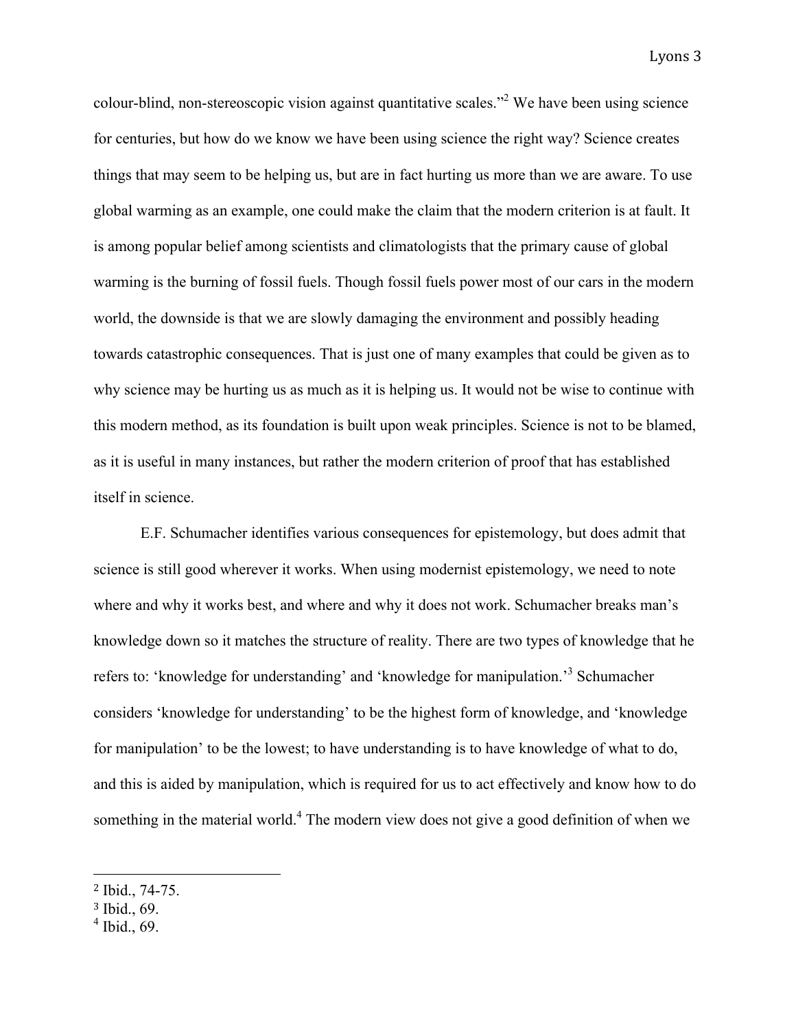colour-blind, non-stereoscopic vision against quantitative scales."[2] We have been using science for centuries, but how do we know we have been using science the right way? Science creates things that may seem to be helping us, but are in fact hurting us more than we are aware. To use global warming as an example, one could make the claim that the modern criterion is at fault. It is among popular belief among scientists and climatologists that the primary cause of global warming is the burning of fossil fuels. Though fossil fuels power most of our cars in the modern world, the downside is that we are slowly damaging the environment and possibly heading towards catastrophic consequences. That is just one of many examples that could be given as to why science may be hurting us as much as it is helping us. It would not be wise to continue with this modern method, as its foundation is built upon weak principles. Science is not to be blamed, as it is useful in many instances, but rather the modern criterion of proof that has established itself in science.

E.F. Schumacher identifies various consequences for epistemology, but does admit that science is still good wherever it works. When using modernist epistemology, we need to note where and why it works best, and where and why it does not work. Schumacher breaks man's knowledge down so it matches the structure of reality. There are two types of knowledge that he refers to: 'knowledge for understanding' and 'knowledge for manipulation.'[3] Schumacher considers 'knowledge for understanding' to be the highest form of knowledge, and 'knowledge for manipulation' to be the lowest; to have understanding is to have knowledge of what to do, and this is aided by manipulation, which is required for us to act effectively and know how to do something in the material world.[4] The modern view does not give a good definition of when we

---

[2] Ibid., 74-75.
[3] Ibid., 69.
[4] Ibid., 69.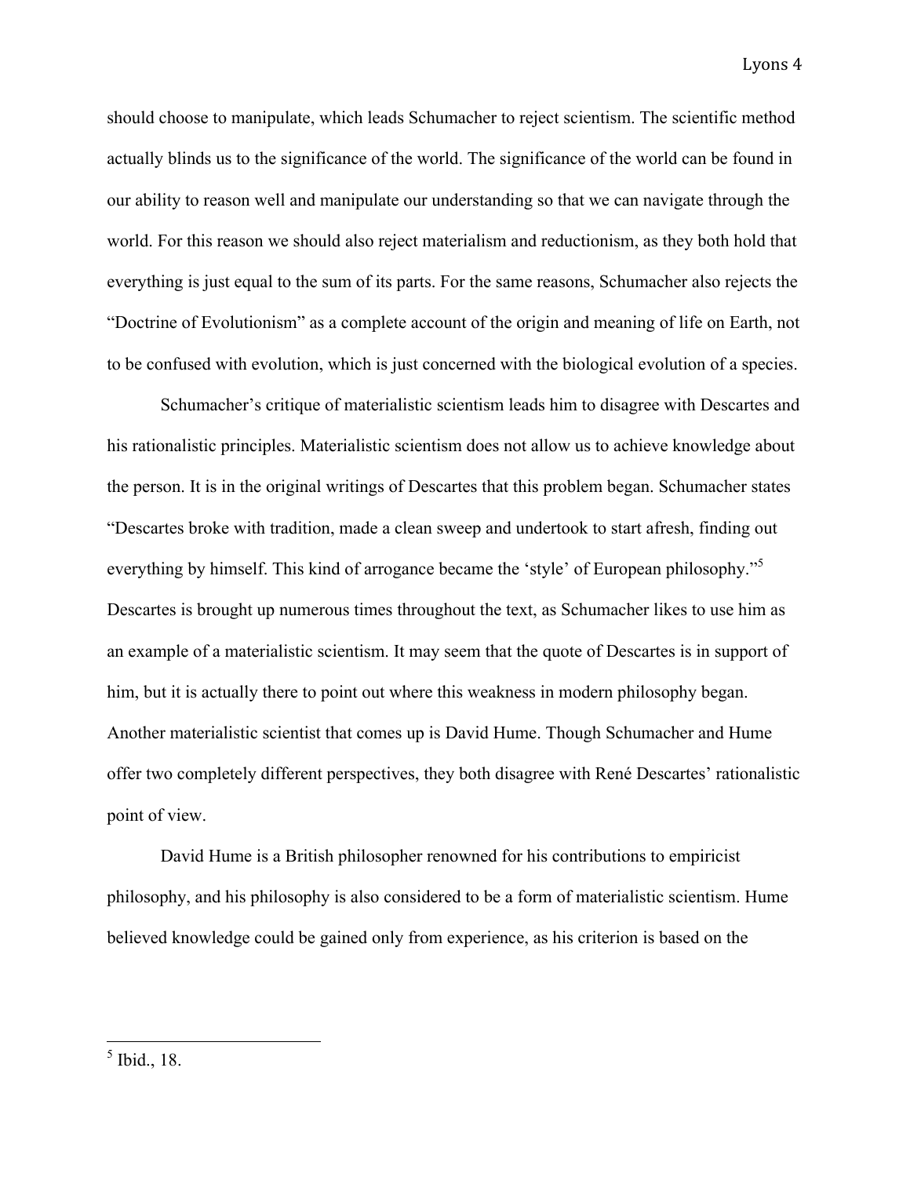should choose to manipulate, which leads Schumacher to reject scientism. The scientific method actually blinds us to the significance of the world. The significance of the world can be found in our ability to reason well and manipulate our understanding so that we can navigate through the world. For this reason we should also reject materialism and reductionism, as they both hold that everything is just equal to the sum of its parts. For the same reasons, Schumacher also rejects the "Doctrine of Evolutionism" as a complete account of the origin and meaning of life on Earth, not to be confused with evolution, which is just concerned with the biological evolution of a species.

Schumacher's critique of materialistic scientism leads him to disagree with Descartes and his rationalistic principles. Materialistic scientism does not allow us to achieve knowledge about the person. It is in the original writings of Descartes that this problem began. Schumacher states "Descartes broke with tradition, made a clean sweep and undertook to start afresh, finding out everything by himself. This kind of arrogance became the 'style' of European philosophy."[5] Descartes is brought up numerous times throughout the text, as Schumacher likes to use him as an example of a materialistic scientism. It may seem that the quote of Descartes is in support of him, but it is actually there to point out where this weakness in modern philosophy began. Another materialistic scientist that comes up is David Hume. Though Schumacher and Hume offer two completely different perspectives, they both disagree with René Descartes' rationalistic point of view.

David Hume is a British philosopher renowned for his contributions to empiricist philosophy, and his philosophy is also considered to be a form of materialistic scientism. Hume believed knowledge could be gained only from experience, as his criterion is based on the

[5] Ibid., 18.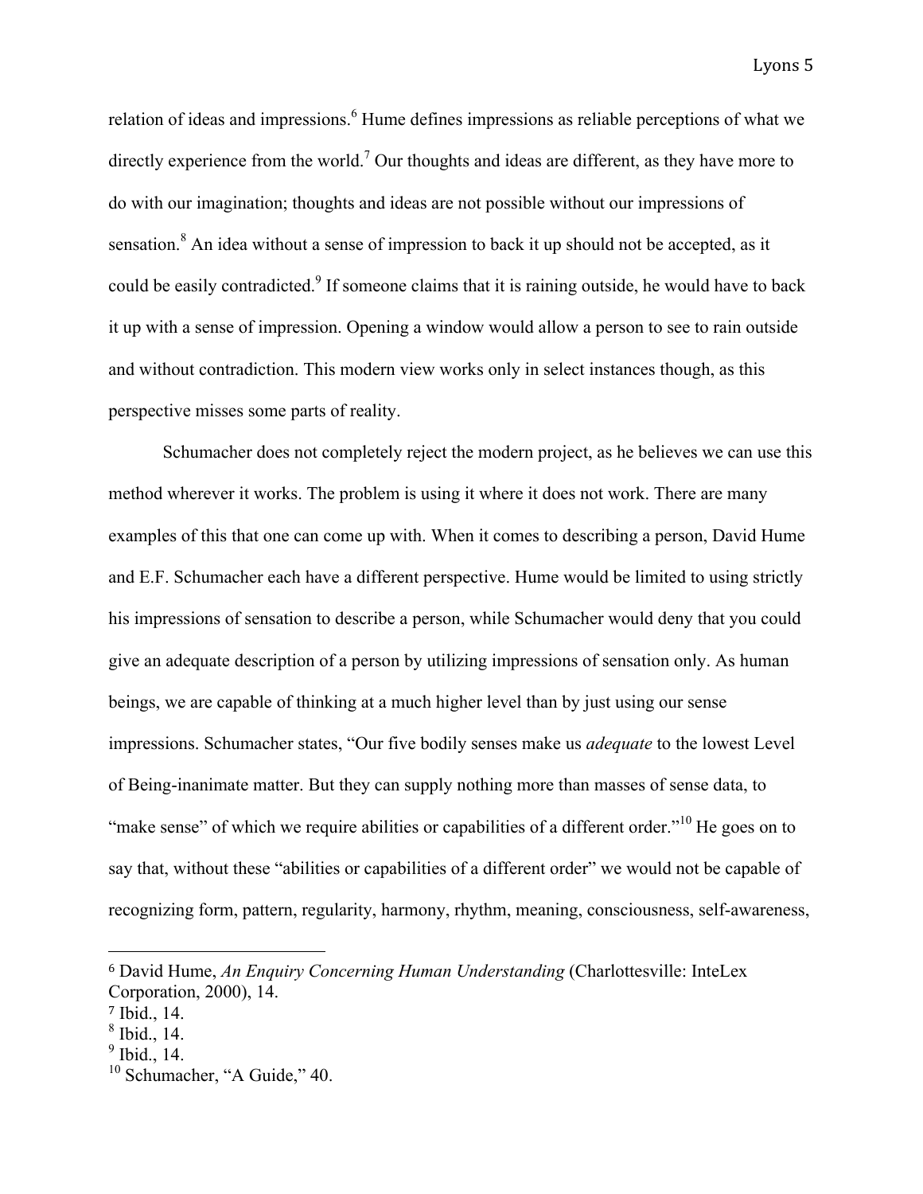relation of ideas and impressions.[6] Hume defines impressions as reliable perceptions of what we directly experience from the world.[7] Our thoughts and ideas are different, as they have more to do with our imagination; thoughts and ideas are not possible without our impressions of sensation.[8] An idea without a sense of impression to back it up should not be accepted, as it could be easily contradicted.[9] If someone claims that it is raining outside, he would have to back it up with a sense of impression. Opening a window would allow a person to see to rain outside and without contradiction. This modern view works only in select instances though, as this perspective misses some parts of reality.

Schumacher does not completely reject the modern project, as he believes we can use this method wherever it works. The problem is using it where it does not work. There are many examples of this that one can come up with. When it comes to describing a person, David Hume and E.F. Schumacher each have a different perspective. Hume would be limited to using strictly his impressions of sensation to describe a person, while Schumacher would deny that you could give an adequate description of a person by utilizing impressions of sensation only. As human beings, we are capable of thinking at a much higher level than by just using our sense impressions. Schumacher states, "Our five bodily senses make us *adequate* to the lowest Level of Being-inanimate matter. But they can supply nothing more than masses of sense data, to "make sense" of which we require abilities or capabilities of a different order."[10] He goes on to say that, without these "abilities or capabilities of a different order" we would not be capable of recognizing form, pattern, regularity, harmony, rhythm, meaning, consciousness, self-awareness,

---

[6] David Hume, *An Enquiry Concerning Human Understanding* (Charlottesville: InteLex Corporation, 2000), 14.

[7] Ibid., 14.

[8] Ibid., 14.

[9] Ibid., 14.

[10] Schumacher, "A Guide," 40.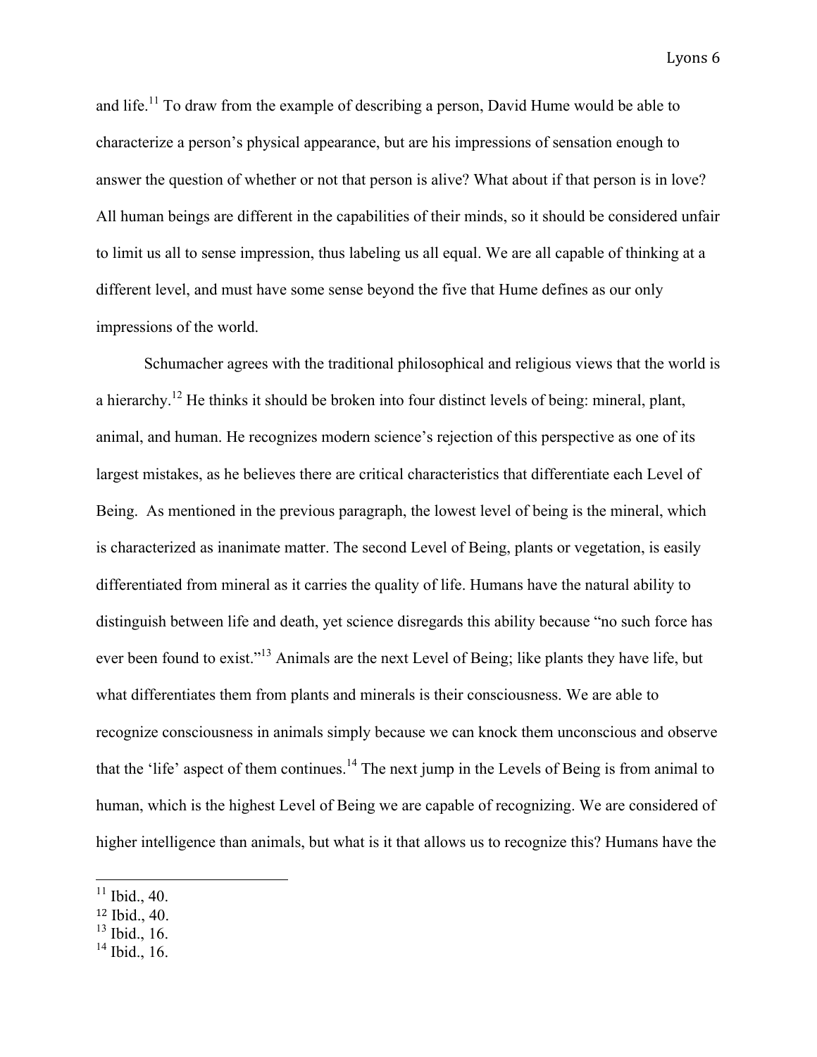and life.[11] To draw from the example of describing a person, David Hume would be able to characterize a person's physical appearance, but are his impressions of sensation enough to answer the question of whether or not that person is alive? What about if that person is in love? All human beings are different in the capabilities of their minds, so it should be considered unfair to limit us all to sense impression, thus labeling us all equal. We are all capable of thinking at a different level, and must have some sense beyond the five that Hume defines as our only impressions of the world.

Schumacher agrees with the traditional philosophical and religious views that the world is a hierarchy.[12] He thinks it should be broken into four distinct levels of being: mineral, plant, animal, and human. He recognizes modern science's rejection of this perspective as one of its largest mistakes, as he believes there are critical characteristics that differentiate each Level of Being. As mentioned in the previous paragraph, the lowest level of being is the mineral, which is characterized as inanimate matter. The second Level of Being, plants or vegetation, is easily differentiated from mineral as it carries the quality of life. Humans have the natural ability to distinguish between life and death, yet science disregards this ability because "no such force has ever been found to exist."[13] Animals are the next Level of Being; like plants they have life, but what differentiates them from plants and minerals is their consciousness. We are able to recognize consciousness in animals simply because we can knock them unconscious and observe that the 'life' aspect of them continues.[14] The next jump in the Levels of Being is from animal to human, which is the highest Level of Being we are capable of recognizing. We are considered of higher intelligence than animals, but what is it that allows us to recognize this? Humans have the

---

[11] Ibid., 40.
[12] Ibid., 40.
[13] Ibid., 16.
[14] Ibid., 16.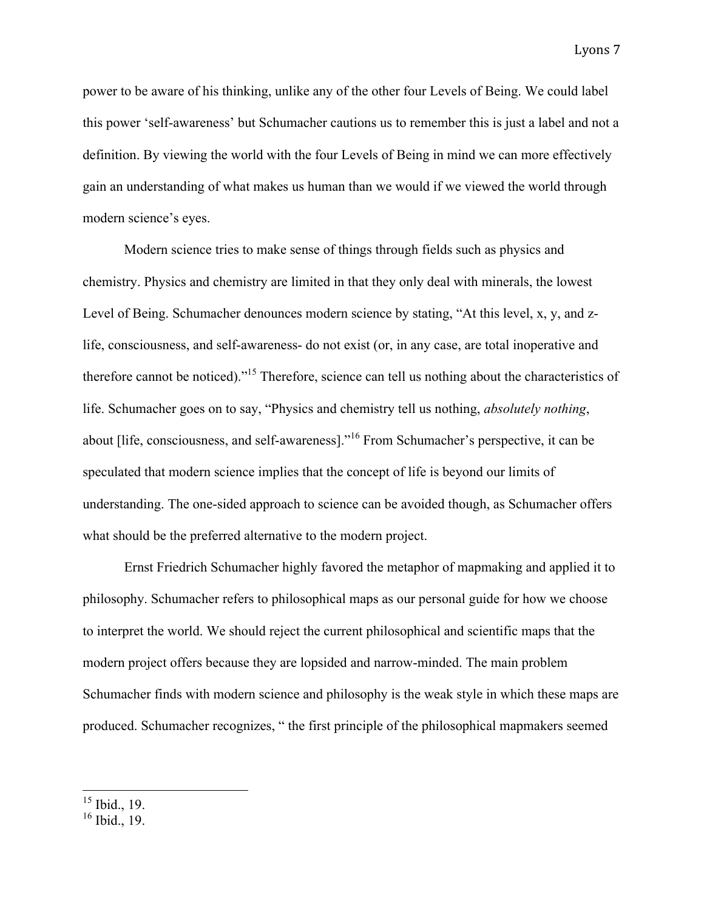power to be aware of his thinking, unlike any of the other four Levels of Being. We could label this power 'self-awareness' but Schumacher cautions us to remember this is just a label and not a definition. By viewing the world with the four Levels of Being in mind we can more effectively gain an understanding of what makes us human than we would if we viewed the world through modern science's eyes.

Modern science tries to make sense of things through fields such as physics and chemistry. Physics and chemistry are limited in that they only deal with minerals, the lowest Level of Being. Schumacher denounces modern science by stating, "At this level, x, y, and z- life, consciousness, and self-awareness- do not exist (or, in any case, are total inoperative and therefore cannot be noticed)."[15] Therefore, science can tell us nothing about the characteristics of life. Schumacher goes on to say, "Physics and chemistry tell us nothing, *absolutely nothing*, about [life, consciousness, and self-awareness]."[16] From Schumacher's perspective, it can be speculated that modern science implies that the concept of life is beyond our limits of understanding. The one-sided approach to science can be avoided though, as Schumacher offers what should be the preferred alternative to the modern project.

Ernst Friedrich Schumacher highly favored the metaphor of mapmaking and applied it to philosophy. Schumacher refers to philosophical maps as our personal guide for how we choose to interpret the world. We should reject the current philosophical and scientific maps that the modern project offers because they are lopsided and narrow-minded. The main problem Schumacher finds with modern science and philosophy is the weak style in which these maps are produced. Schumacher recognizes, " the first principle of the philosophical mapmakers seemed

---

[15] Ibid., 19.

[16] Ibid., 19.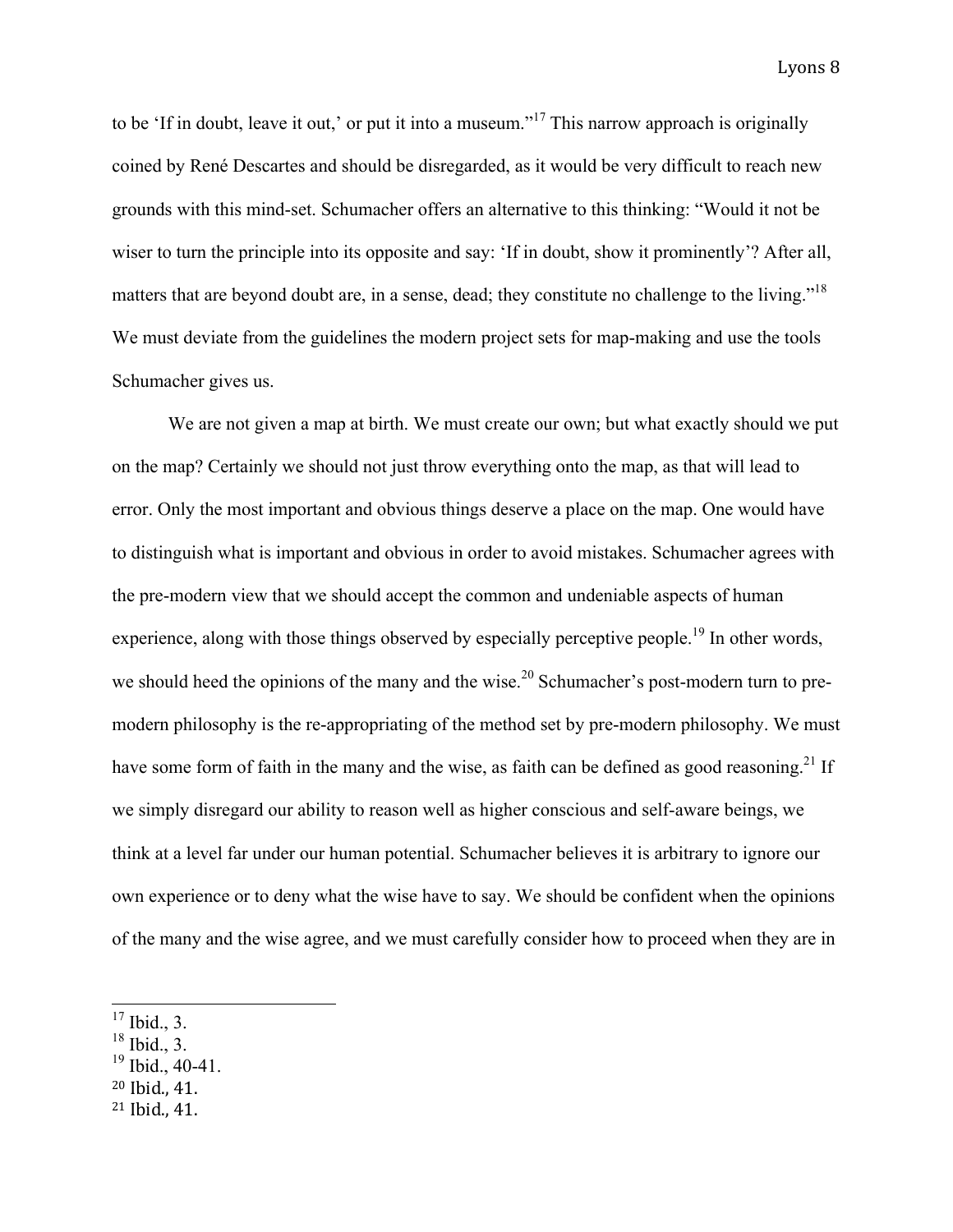to be 'If in doubt, leave it out,' or put it into a museum."[17] This narrow approach is originally coined by René Descartes and should be disregarded, as it would be very difficult to reach new grounds with this mind-set. Schumacher offers an alternative to this thinking: "Would it not be wiser to turn the principle into its opposite and say: 'If in doubt, show it prominently'? After all, matters that are beyond doubt are, in a sense, dead; they constitute no challenge to the living."[18] We must deviate from the guidelines the modern project sets for map-making and use the tools Schumacher gives us.

We are not given a map at birth. We must create our own; but what exactly should we put on the map? Certainly we should not just throw everything onto the map, as that will lead to error. Only the most important and obvious things deserve a place on the map. One would have to distinguish what is important and obvious in order to avoid mistakes. Schumacher agrees with the pre-modern view that we should accept the common and undeniable aspects of human experience, along with those things observed by especially perceptive people.[19] In other words, we should heed the opinions of the many and the wise.[20] Schumacher's post-modern turn to pre-modern philosophy is the re-appropriating of the method set by pre-modern philosophy. We must have some form of faith in the many and the wise, as faith can be defined as good reasoning.[21] If we simply disregard our ability to reason well as higher conscious and self-aware beings, we think at a level far under our human potential. Schumacher believes it is arbitrary to ignore our own experience or to deny what the wise have to say. We should be confident when the opinions of the many and the wise agree, and we must carefully consider how to proceed when they are in

---

[17] Ibid., 3.
[18] Ibid., 3.
[19] Ibid., 40-41.
[20] Ibid., 41.
[21] Ibid., 41.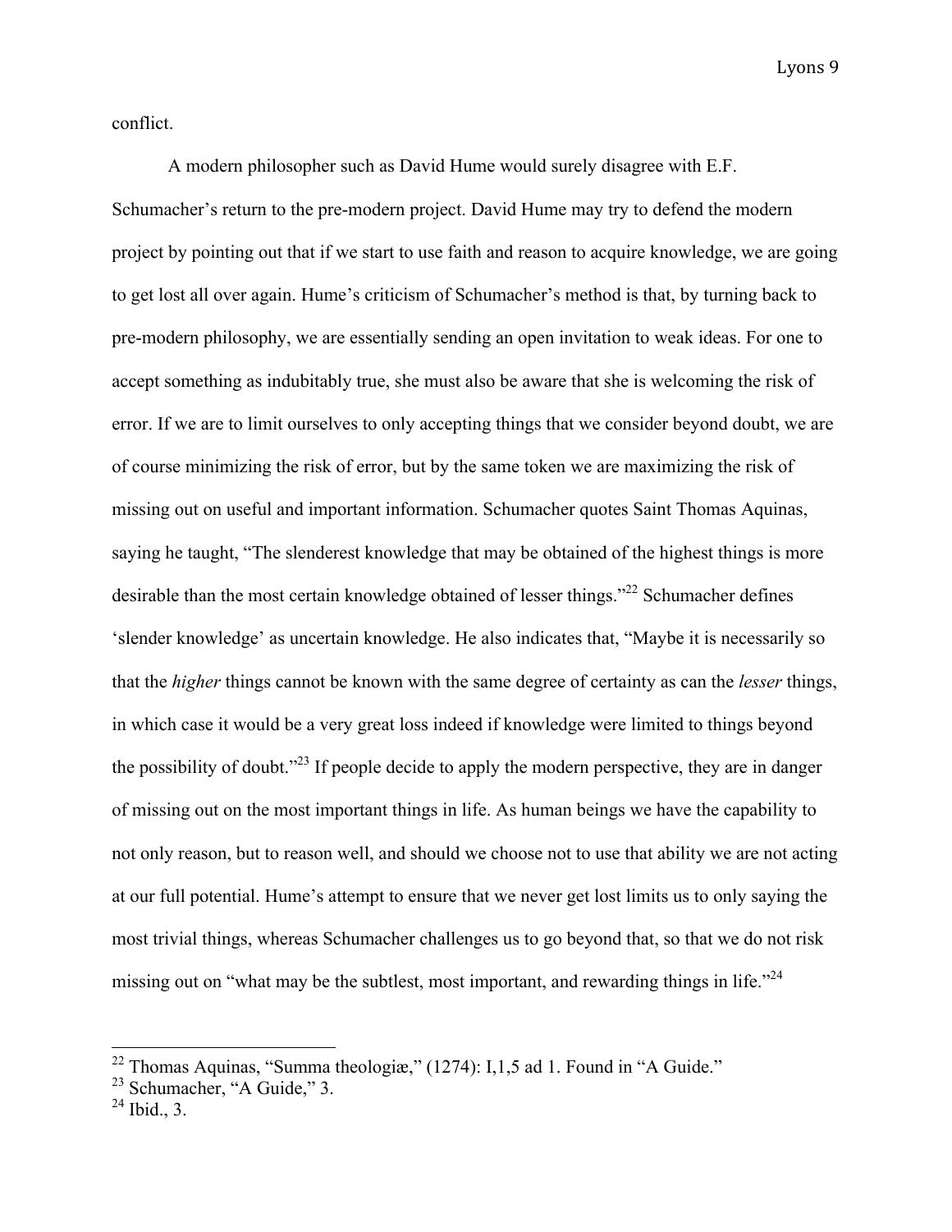conflict.

A modern philosopher such as David Hume would surely disagree with E.F. Schumacher's return to the pre-modern project. David Hume may try to defend the modern project by pointing out that if we start to use faith and reason to acquire knowledge, we are going to get lost all over again. Hume's criticism of Schumacher's method is that, by turning back to pre-modern philosophy, we are essentially sending an open invitation to weak ideas. For one to accept something as indubitably true, she must also be aware that she is welcoming the risk of error. If we are to limit ourselves to only accepting things that we consider beyond doubt, we are of course minimizing the risk of error, but by the same token we are maximizing the risk of missing out on useful and important information. Schumacher quotes Saint Thomas Aquinas, saying he taught, "The slenderest knowledge that may be obtained of the highest things is more desirable than the most certain knowledge obtained of lesser things."[22] Schumacher defines 'slender knowledge' as uncertain knowledge. He also indicates that, "Maybe it is necessarily so that the *higher* things cannot be known with the same degree of certainty as can the *lesser* things, in which case it would be a very great loss indeed if knowledge were limited to things beyond the possibility of doubt."[23] If people decide to apply the modern perspective, they are in danger of missing out on the most important things in life. As human beings we have the capability to not only reason, but to reason well, and should we choose not to use that ability we are not acting at our full potential. Hume's attempt to ensure that we never get lost limits us to only saying the most trivial things, whereas Schumacher challenges us to go beyond that, so that we do not risk missing out on "what may be the subtlest, most important, and rewarding things in life."[24]

---

[22] Thomas Aquinas, "Summa theologiæ," (1274): I,1,5 ad 1. Found in "A Guide."

[23] Schumacher, "A Guide," 3.

[24] Ibid., 3.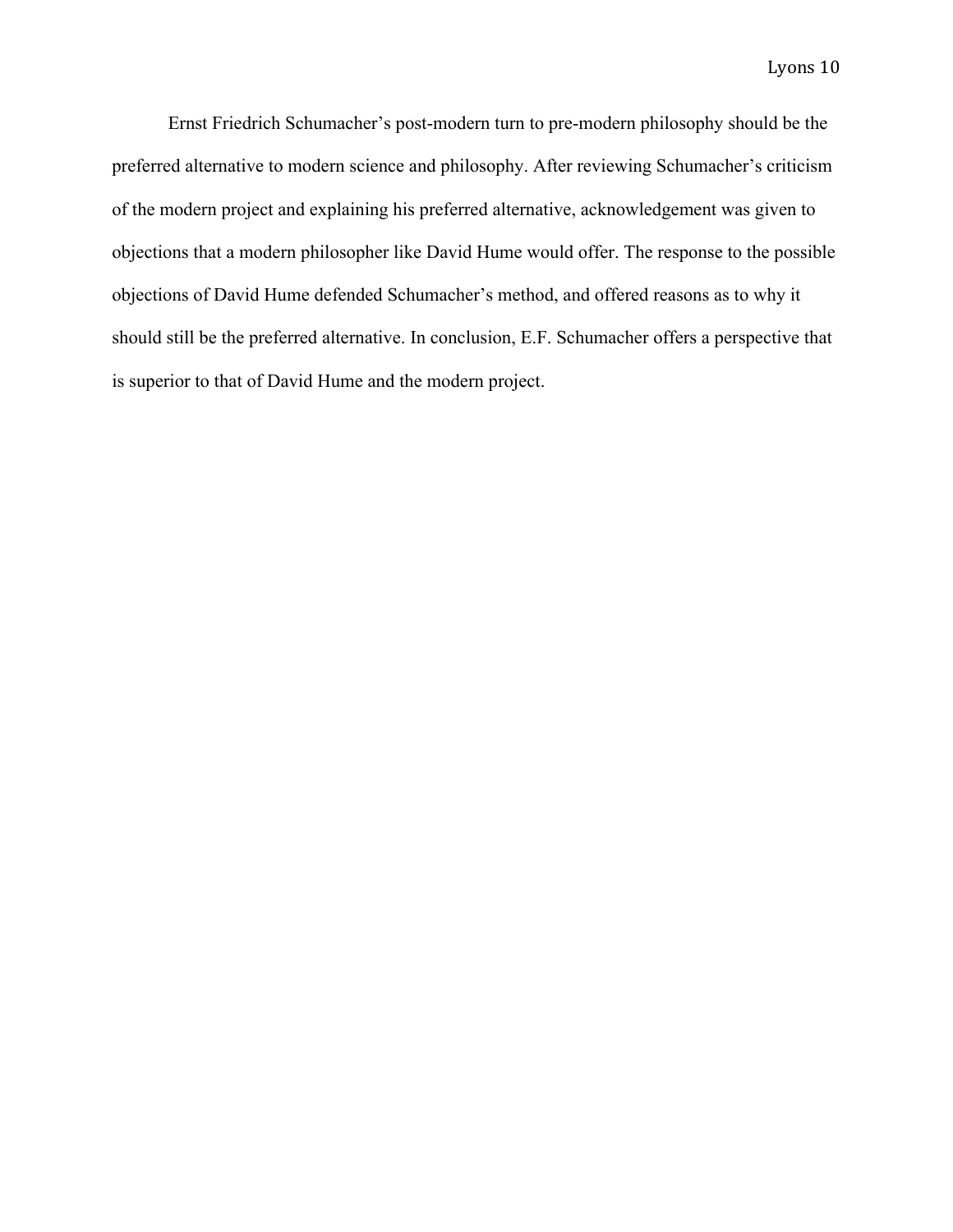Ernst Friedrich Schumacher's post-modern turn to pre-modern philosophy should be the preferred alternative to modern science and philosophy. After reviewing Schumacher's criticism of the modern project and explaining his preferred alternative, acknowledgement was given to objections that a modern philosopher like David Hume would offer. The response to the possible objections of David Hume defended Schumacher's method, and offered reasons as to why it should still be the preferred alternative. In conclusion, E.F. Schumacher offers a perspective that is superior to that of David Hume and the modern project.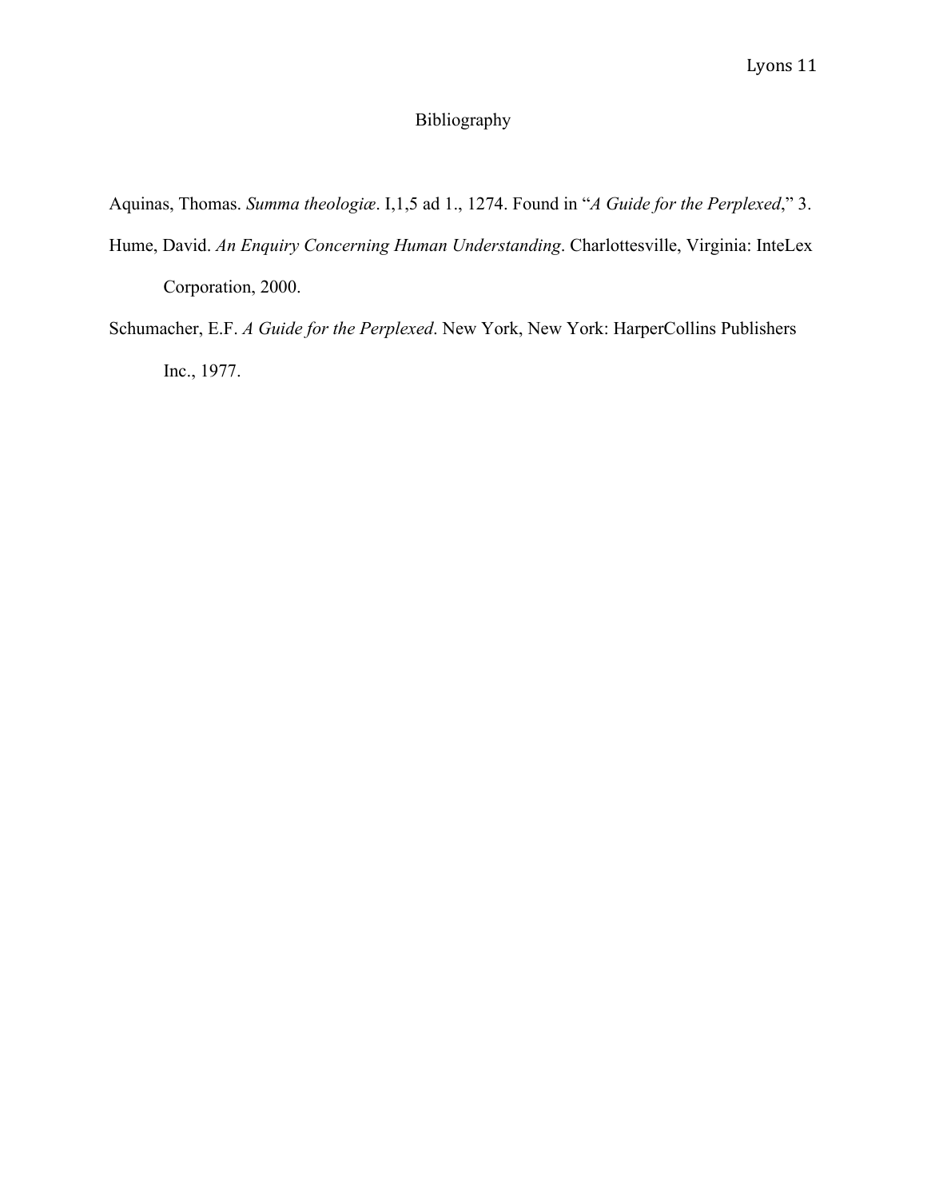# Bibliography

Aquinas, Thomas. *Summa theologiæ*. I,1,5 ad 1., 1274. Found in "*A Guide for the Perplexed*," 3.

Hume, David. *An Enquiry Concerning Human Understanding*. Charlottesville, Virginia: InteLex Corporation, 2000.

Schumacher, E.F. *A Guide for the Perplexed*. New York, New York: HarperCollins Publishers Inc., 1977.